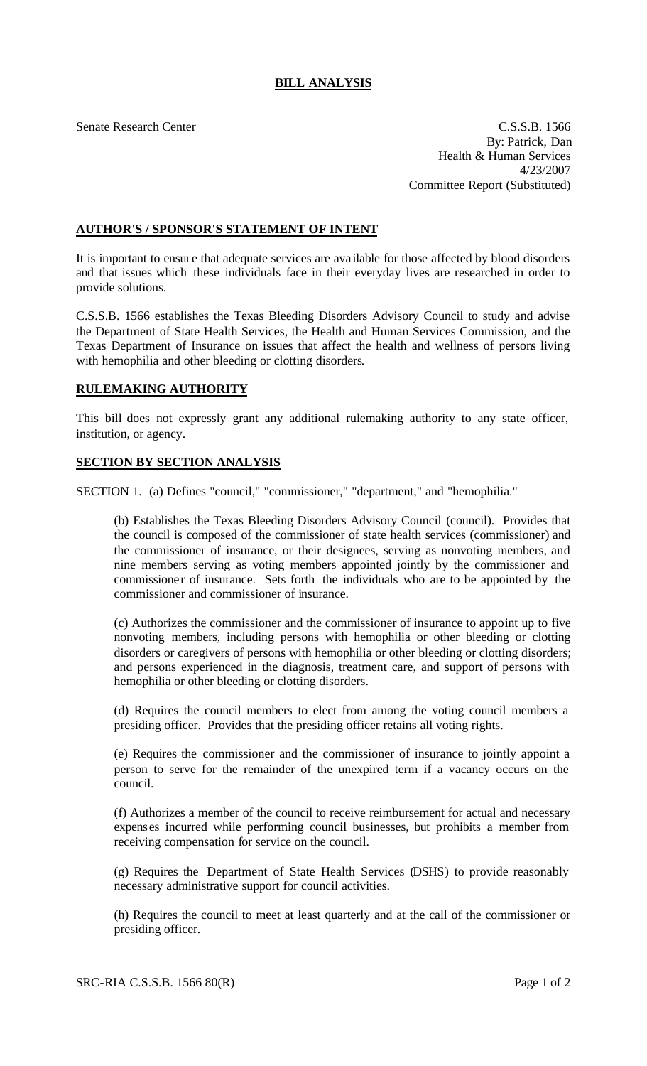# BILL ANALYSIS

Senate Research Center

C.S.S.B. 1566
By: Patrick, Dan
Health & Human Services
4/23/2007
Committee Report (Substituted)

## AUTHOR'S / SPONSOR'S STATEMENT OF INTENT

It is important to ensure that adequate services are available for those affected by blood disorders and that issues which these individuals face in their everyday lives are researched in order to provide solutions.

C.S.S.B. 1566 establishes the Texas Bleeding Disorders Advisory Council to study and advise the Department of State Health Services, the Health and Human Services Commission, and the Texas Department of Insurance on issues that affect the health and wellness of persons living with hemophilia and other bleeding or clotting disorders.

## RULEMAKING AUTHORITY

This bill does not expressly grant any additional rulemaking authority to any state officer, institution, or agency.

## SECTION BY SECTION ANALYSIS

SECTION 1. (a) Defines "council," "commissioner," "department," and "hemophilia."

(b) Establishes the Texas Bleeding Disorders Advisory Council (council). Provides that the council is composed of the commissioner of state health services (commissioner) and the commissioner of insurance, or their designees, serving as nonvoting members, and nine members serving as voting members appointed jointly by the commissioner and commissioner of insurance. Sets forth the individuals who are to be appointed by the commissioner and commissioner of insurance.

(c) Authorizes the commissioner and the commissioner of insurance to appoint up to five nonvoting members, including persons with hemophilia or other bleeding or clotting disorders or caregivers of persons with hemophilia or other bleeding or clotting disorders; and persons experienced in the diagnosis, treatment care, and support of persons with hemophilia or other bleeding or clotting disorders.

(d) Requires the council members to elect from among the voting council members a presiding officer. Provides that the presiding officer retains all voting rights.

(e) Requires the commissioner and the commissioner of insurance to jointly appoint a person to serve for the remainder of the unexpired term if a vacancy occurs on the council.

(f) Authorizes a member of the council to receive reimbursement for actual and necessary expenses incurred while performing council businesses, but prohibits a member from receiving compensation for service on the council.

(g) Requires the Department of State Health Services (DSHS) to provide reasonably necessary administrative support for council activities.

(h) Requires the council to meet at least quarterly and at the call of the commissioner or presiding officer.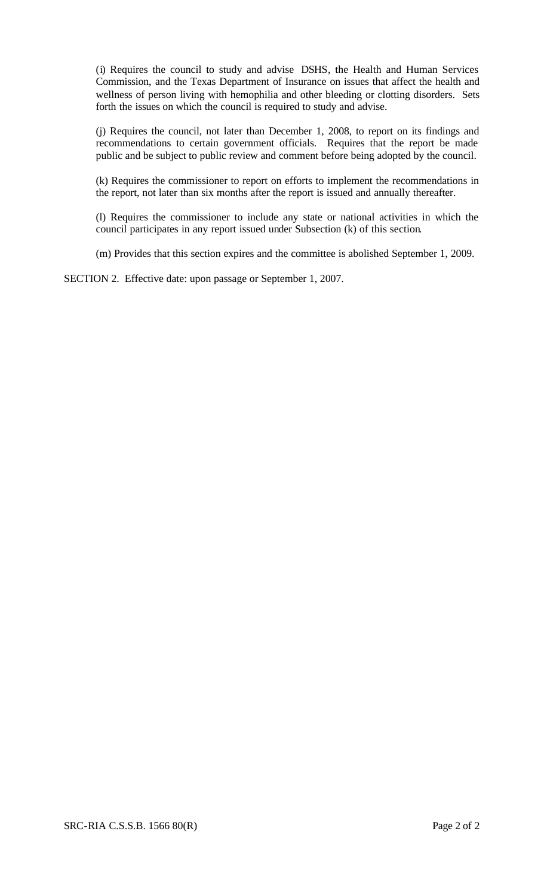(i) Requires the council to study and advise DSHS, the Health and Human Services Commission, and the Texas Department of Insurance on issues that affect the health and wellness of person living with hemophilia and other bleeding or clotting disorders. Sets forth the issues on which the council is required to study and advise.

(j) Requires the council, not later than December 1, 2008, to report on its findings and recommendations to certain government officials. Requires that the report be made public and be subject to public review and comment before being adopted by the council.

(k) Requires the commissioner to report on efforts to implement the recommendations in the report, not later than six months after the report is issued and annually thereafter.

(l) Requires the commissioner to include any state or national activities in which the council participates in any report issued under Subsection (k) of this section.

(m) Provides that this section expires and the committee is abolished September 1, 2009.

SECTION 2. Effective date: upon passage or September 1, 2007.